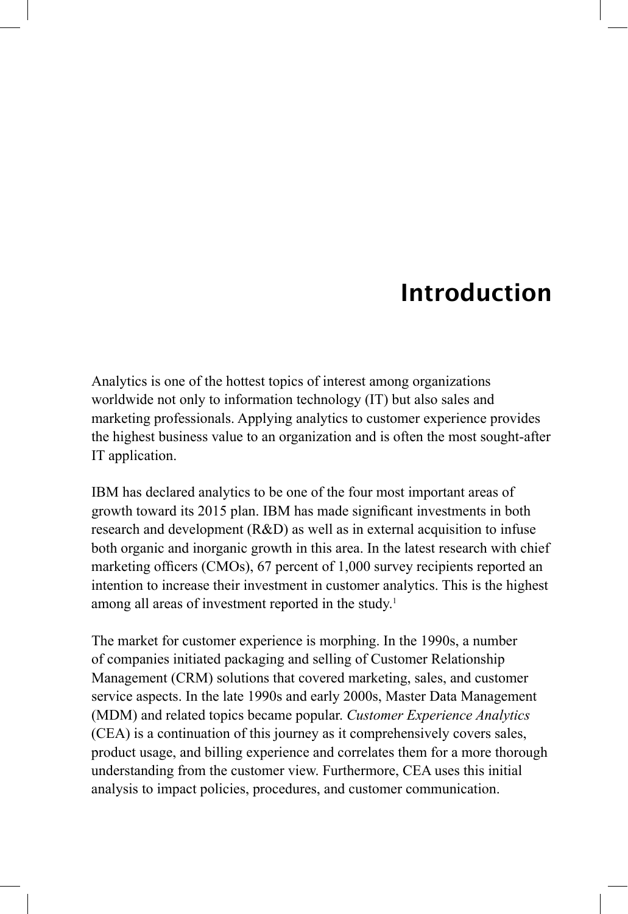# Introduction

Analytics is one of the hottest topics of interest among organizations worldwide not only to information technology (IT) but also sales and marketing professionals. Applying analytics to customer experience provides the highest business value to an organization and is often the most sought-after IT application.

IBM has declared analytics to be one of the four most important areas of growth toward its 2015 plan. IBM has made significant investments in both research and development (R&D) as well as in external acquisition to infuse both organic and inorganic growth in this area. In the latest research with chief marketing officers (CMOs), 67 percent of 1,000 survey recipients reported an intention to increase their investment in customer analytics. This is the highest among all areas of investment reported in the study.[1]

The market for customer experience is morphing. In the 1990s, a number of companies initiated packaging and selling of Customer Relationship Management (CRM) solutions that covered marketing, sales, and customer service aspects. In the late 1990s and early 2000s, Master Data Management (MDM) and related topics became popular. *Customer Experience Analytics* (CEA) is a continuation of this journey as it comprehensively covers sales, product usage, and billing experience and correlates them for a more thorough understanding from the customer view. Furthermore, CEA uses this initial analysis to impact policies, procedures, and customer communication.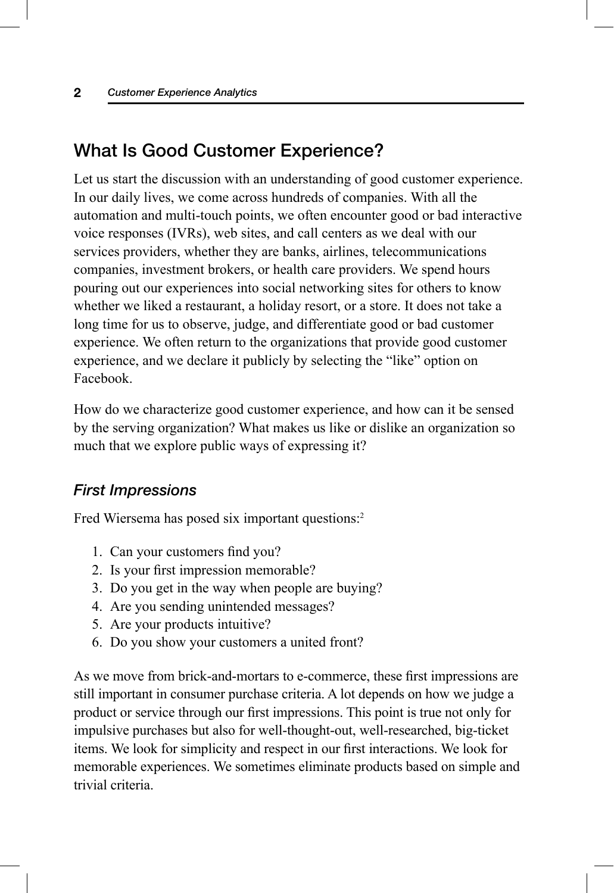## What Is Good Customer Experience?

Let us start the discussion with an understanding of good customer experience. In our daily lives, we come across hundreds of companies. With all the automation and multi-touch points, we often encounter good or bad interactive voice responses (IVRs), web sites, and call centers as we deal with our services providers, whether they are banks, airlines, telecommunications companies, investment brokers, or health care providers. We spend hours pouring out our experiences into social networking sites for others to know whether we liked a restaurant, a holiday resort, or a store. It does not take a long time for us to observe, judge, and differentiate good or bad customer experience. We often return to the organizations that provide good customer experience, and we declare it publicly by selecting the "like" option on Facebook.

How do we characterize good customer experience, and how can it be sensed by the serving organization? What makes us like or dislike an organization so much that we explore public ways of expressing it?

### *First Impressions*

Fred Wiersema has posed six important questions:[2]

1. Can your customers find you?
2. Is your first impression memorable?
3. Do you get in the way when people are buying?
4. Are you sending unintended messages?
5. Are your products intuitive?
6. Do you show your customers a united front?

As we move from brick-and-mortars to e-commerce, these first impressions are still important in consumer purchase criteria. A lot depends on how we judge a product or service through our first impressions. This point is true not only for impulsive purchases but also for well-thought-out, well-researched, big-ticket items. We look for simplicity and respect in our first interactions. We look for memorable experiences. We sometimes eliminate products based on simple and trivial criteria.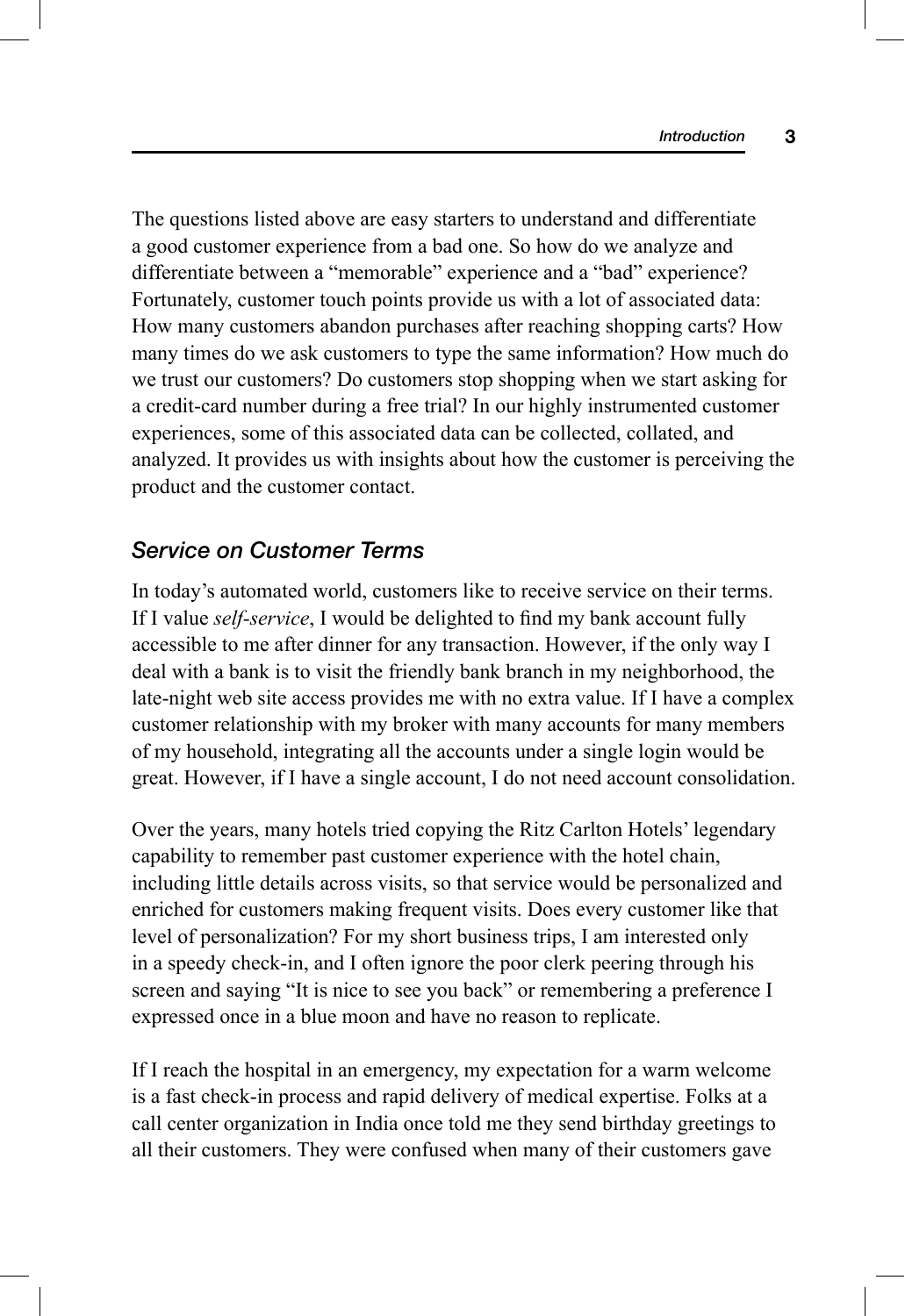The questions listed above are easy starters to understand and differentiate a good customer experience from a bad one. So how do we analyze and differentiate between a "memorable" experience and a "bad" experience? Fortunately, customer touch points provide us with a lot of associated data: How many customers abandon purchases after reaching shopping carts? How many times do we ask customers to type the same information? How much do we trust our customers? Do customers stop shopping when we start asking for a credit-card number during a free trial? In our highly instrumented customer experiences, some of this associated data can be collected, collated, and analyzed. It provides us with insights about how the customer is perceiving the product and the customer contact.

## *Service on Customer Terms*

In today's automated world, customers like to receive service on their terms. If I value *self-service*, I would be delighted to find my bank account fully accessible to me after dinner for any transaction. However, if the only way I deal with a bank is to visit the friendly bank branch in my neighborhood, the late-night web site access provides me with no extra value. If I have a complex customer relationship with my broker with many accounts for many members of my household, integrating all the accounts under a single login would be great. However, if I have a single account, I do not need account consolidation.

Over the years, many hotels tried copying the Ritz Carlton Hotels' legendary capability to remember past customer experience with the hotel chain, including little details across visits, so that service would be personalized and enriched for customers making frequent visits. Does every customer like that level of personalization? For my short business trips, I am interested only in a speedy check-in, and I often ignore the poor clerk peering through his screen and saying "It is nice to see you back" or remembering a preference I expressed once in a blue moon and have no reason to replicate.

If I reach the hospital in an emergency, my expectation for a warm welcome is a fast check-in process and rapid delivery of medical expertise. Folks at a call center organization in India once told me they send birthday greetings to all their customers. They were confused when many of their customers gave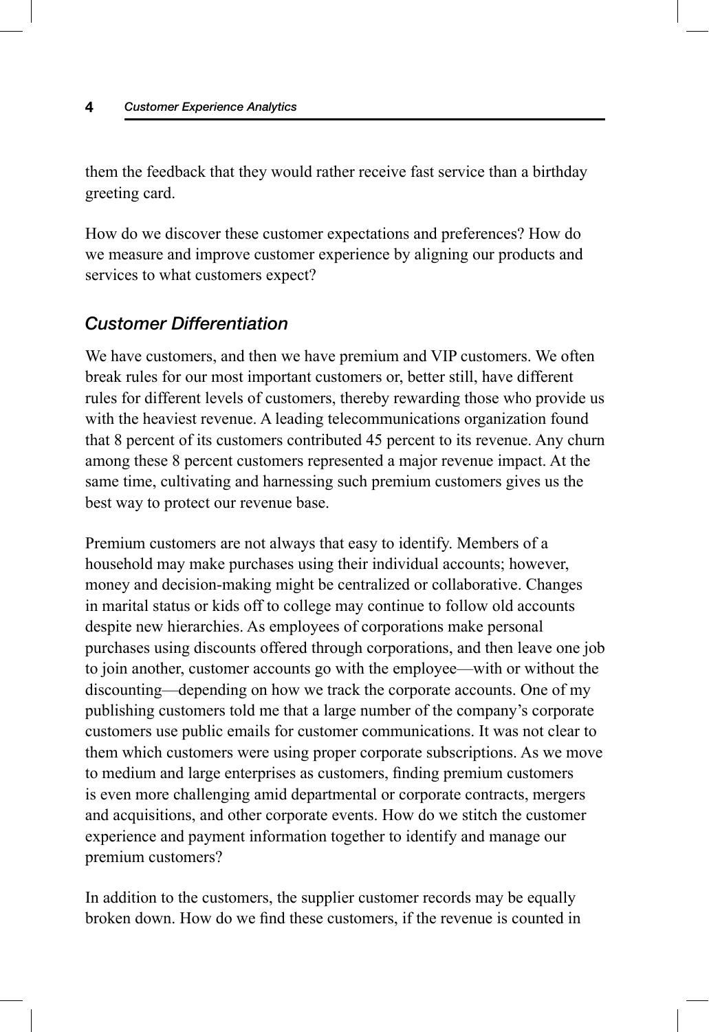them the feedback that they would rather receive fast service than a birthday greeting card.

How do we discover these customer expectations and preferences? How do we measure and improve customer experience by aligning our products and services to what customers expect?

### *Customer Differentiation*

We have customers, and then we have premium and VIP customers. We often break rules for our most important customers or, better still, have different rules for different levels of customers, thereby rewarding those who provide us with the heaviest revenue. A leading telecommunications organization found that 8 percent of its customers contributed 45 percent to its revenue. Any churn among these 8 percent customers represented a major revenue impact. At the same time, cultivating and harnessing such premium customers gives us the best way to protect our revenue base.

Premium customers are not always that easy to identify. Members of a household may make purchases using their individual accounts; however, money and decision-making might be centralized or collaborative. Changes in marital status or kids off to college may continue to follow old accounts despite new hierarchies. As employees of corporations make personal purchases using discounts offered through corporations, and then leave one job to join another, customer accounts go with the employee—with or without the discounting—depending on how we track the corporate accounts. One of my publishing customers told me that a large number of the company's corporate customers use public emails for customer communications. It was not clear to them which customers were using proper corporate subscriptions. As we move to medium and large enterprises as customers, finding premium customers is even more challenging amid departmental or corporate contracts, mergers and acquisitions, and other corporate events. How do we stitch the customer experience and payment information together to identify and manage our premium customers?

In addition to the customers, the supplier customer records may be equally broken down. How do we find these customers, if the revenue is counted in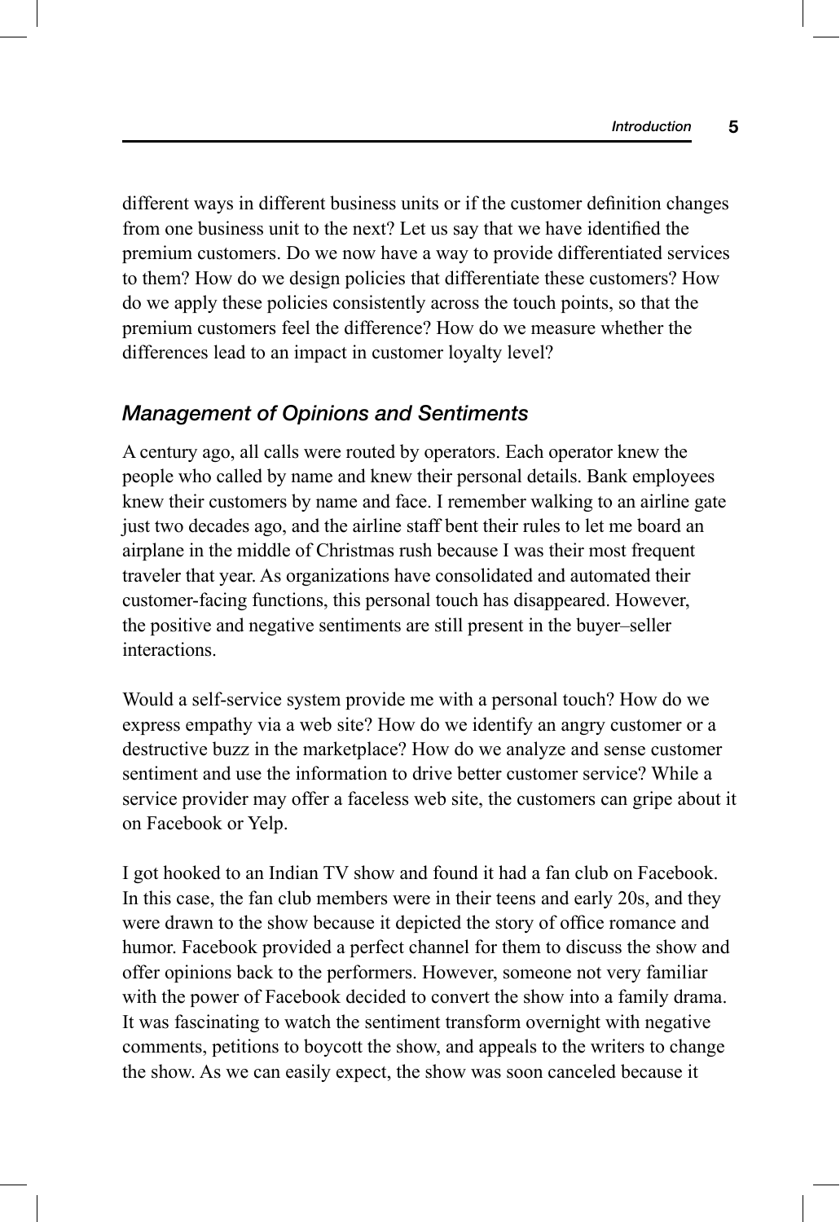different ways in different business units or if the customer definition changes from one business unit to the next? Let us say that we have identified the premium customers. Do we now have a way to provide differentiated services to them? How do we design policies that differentiate these customers? How do we apply these policies consistently across the touch points, so that the premium customers feel the difference? How do we measure whether the differences lead to an impact in customer loyalty level?

### *Management of Opinions and Sentiments*

A century ago, all calls were routed by operators. Each operator knew the people who called by name and knew their personal details. Bank employees knew their customers by name and face. I remember walking to an airline gate just two decades ago, and the airline staff bent their rules to let me board an airplane in the middle of Christmas rush because I was their most frequent traveler that year. As organizations have consolidated and automated their customer-facing functions, this personal touch has disappeared. However, the positive and negative sentiments are still present in the buyer–seller interactions.

Would a self-service system provide me with a personal touch? How do we express empathy via a web site? How do we identify an angry customer or a destructive buzz in the marketplace? How do we analyze and sense customer sentiment and use the information to drive better customer service? While a service provider may offer a faceless web site, the customers can gripe about it on Facebook or Yelp.

I got hooked to an Indian TV show and found it had a fan club on Facebook. In this case, the fan club members were in their teens and early 20s, and they were drawn to the show because it depicted the story of office romance and humor. Facebook provided a perfect channel for them to discuss the show and offer opinions back to the performers. However, someone not very familiar with the power of Facebook decided to convert the show into a family drama. It was fascinating to watch the sentiment transform overnight with negative comments, petitions to boycott the show, and appeals to the writers to change the show. As we can easily expect, the show was soon canceled because it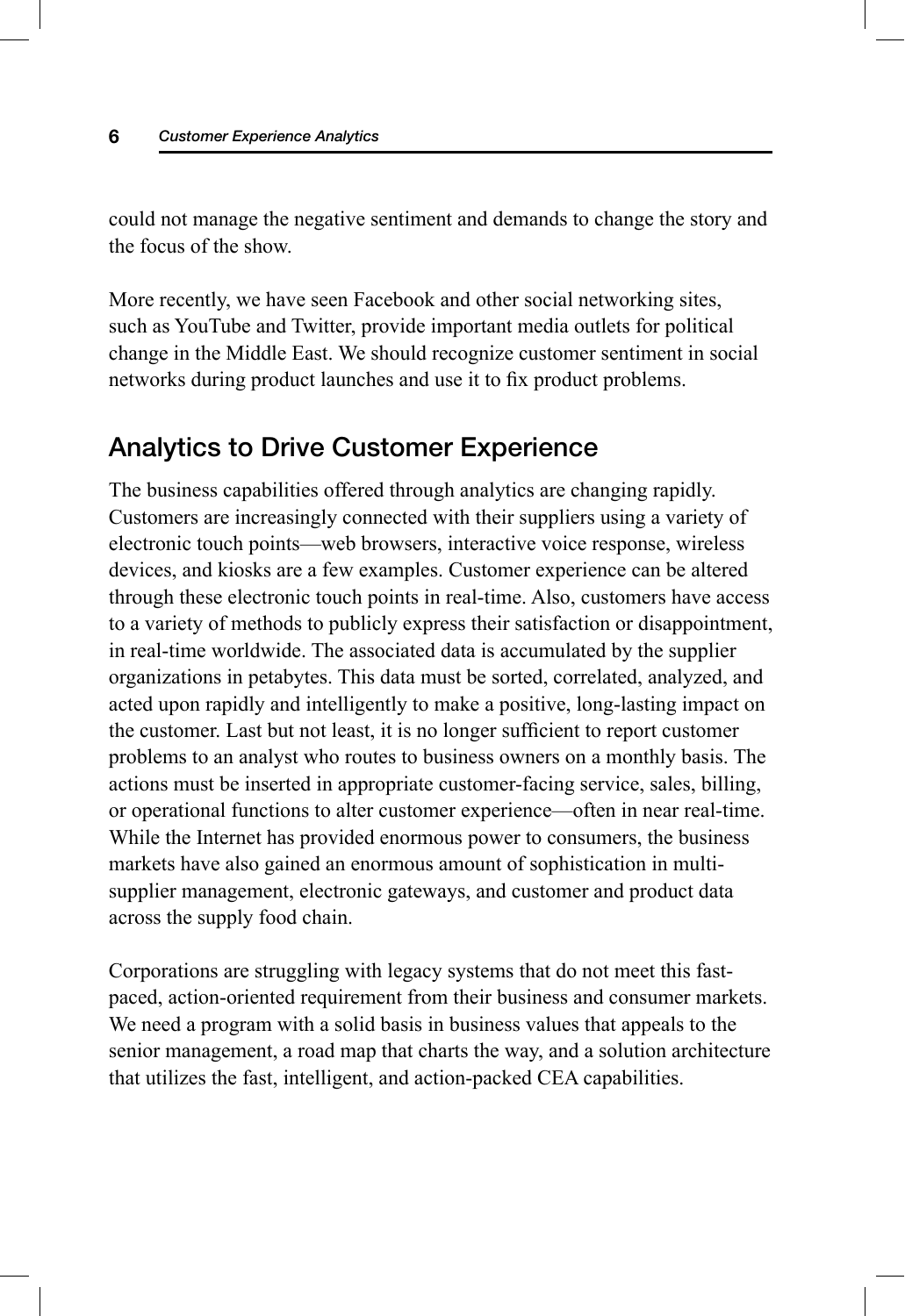could not manage the negative sentiment and demands to change the story and the focus of the show.

More recently, we have seen Facebook and other social networking sites, such as YouTube and Twitter, provide important media outlets for political change in the Middle East. We should recognize customer sentiment in social networks during product launches and use it to fix product problems.

## Analytics to Drive Customer Experience

The business capabilities offered through analytics are changing rapidly. Customers are increasingly connected with their suppliers using a variety of electronic touch points—web browsers, interactive voice response, wireless devices, and kiosks are a few examples. Customer experience can be altered through these electronic touch points in real-time. Also, customers have access to a variety of methods to publicly express their satisfaction or disappointment, in real-time worldwide. The associated data is accumulated by the supplier organizations in petabytes. This data must be sorted, correlated, analyzed, and acted upon rapidly and intelligently to make a positive, long-lasting impact on the customer. Last but not least, it is no longer sufficient to report customer problems to an analyst who routes to business owners on a monthly basis. The actions must be inserted in appropriate customer-facing service, sales, billing, or operational functions to alter customer experience—often in near real-time. While the Internet has provided enormous power to consumers, the business markets have also gained an enormous amount of sophistication in multi-supplier management, electronic gateways, and customer and product data across the supply food chain.

Corporations are struggling with legacy systems that do not meet this fast-paced, action-oriented requirement from their business and consumer markets. We need a program with a solid basis in business values that appeals to the senior management, a road map that charts the way, and a solution architecture that utilizes the fast, intelligent, and action-packed CEA capabilities.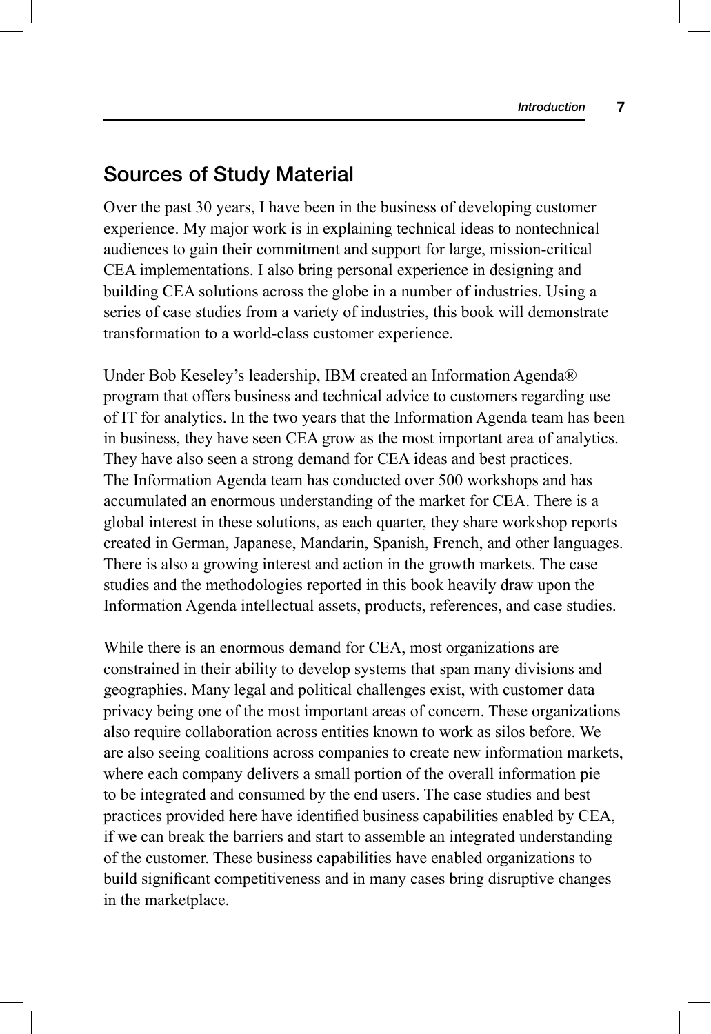## Sources of Study Material

Over the past 30 years, I have been in the business of developing customer experience. My major work is in explaining technical ideas to nontechnical audiences to gain their commitment and support for large, mission-critical CEA implementations. I also bring personal experience in designing and building CEA solutions across the globe in a number of industries. Using a series of case studies from a variety of industries, this book will demonstrate transformation to a world-class customer experience.

Under Bob Keseley's leadership, IBM created an Information Agenda® program that offers business and technical advice to customers regarding use of IT for analytics. In the two years that the Information Agenda team has been in business, they have seen CEA grow as the most important area of analytics. They have also seen a strong demand for CEA ideas and best practices. The Information Agenda team has conducted over 500 workshops and has accumulated an enormous understanding of the market for CEA. There is a global interest in these solutions, as each quarter, they share workshop reports created in German, Japanese, Mandarin, Spanish, French, and other languages. There is also a growing interest and action in the growth markets. The case studies and the methodologies reported in this book heavily draw upon the Information Agenda intellectual assets, products, references, and case studies.

While there is an enormous demand for CEA, most organizations are constrained in their ability to develop systems that span many divisions and geographies. Many legal and political challenges exist, with customer data privacy being one of the most important areas of concern. These organizations also require collaboration across entities known to work as silos before. We are also seeing coalitions across companies to create new information markets, where each company delivers a small portion of the overall information pie to be integrated and consumed by the end users. The case studies and best practices provided here have identified business capabilities enabled by CEA, if we can break the barriers and start to assemble an integrated understanding of the customer. These business capabilities have enabled organizations to build significant competitiveness and in many cases bring disruptive changes in the marketplace.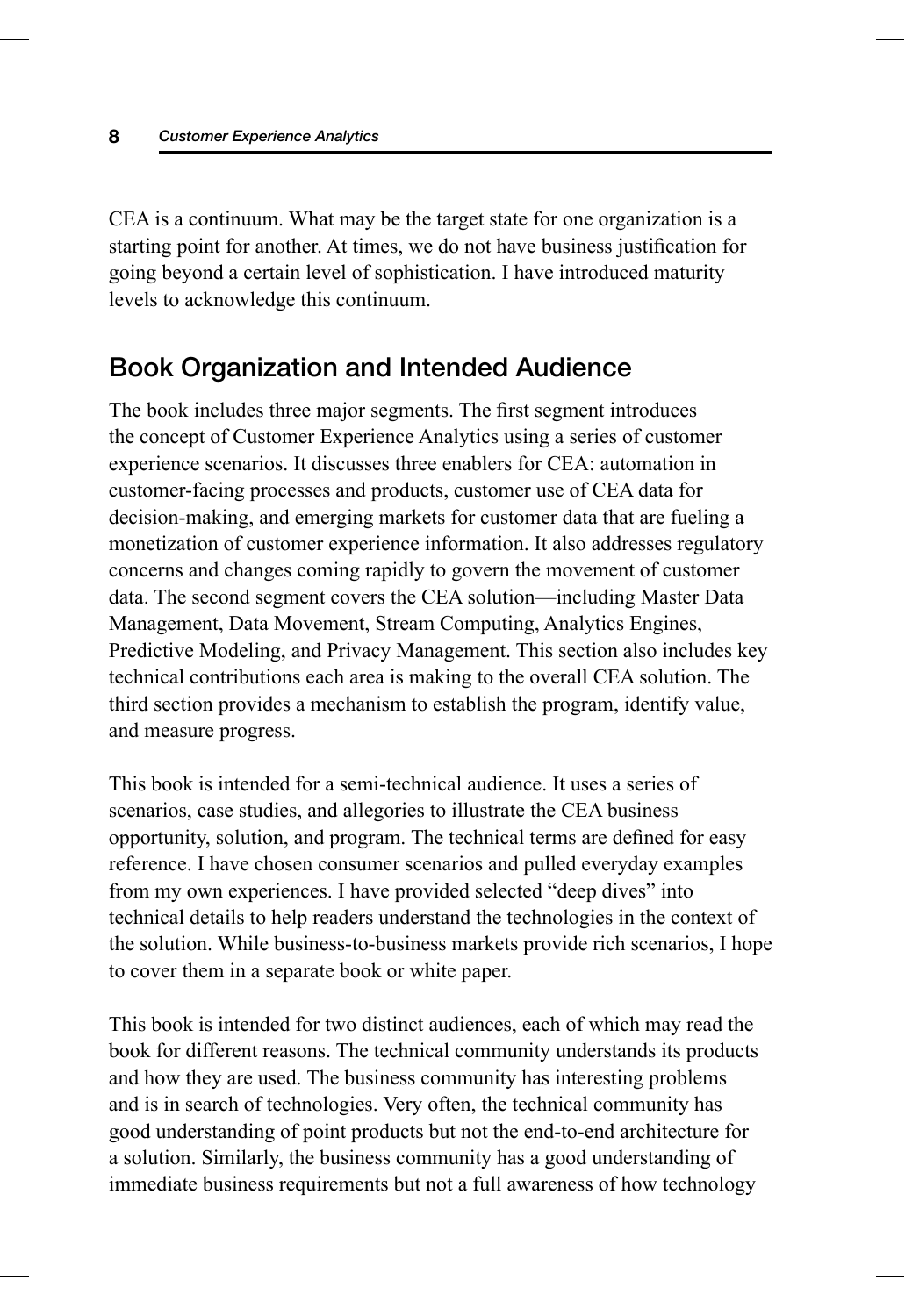CEA is a continuum. What may be the target state for one organization is a starting point for another. At times, we do not have business justification for going beyond a certain level of sophistication. I have introduced maturity levels to acknowledge this continuum.

## Book Organization and Intended Audience

The book includes three major segments. The first segment introduces the concept of Customer Experience Analytics using a series of customer experience scenarios. It discusses three enablers for CEA: automation in customer-facing processes and products, customer use of CEA data for decision-making, and emerging markets for customer data that are fueling a monetization of customer experience information. It also addresses regulatory concerns and changes coming rapidly to govern the movement of customer data. The second segment covers the CEA solution—including Master Data Management, Data Movement, Stream Computing, Analytics Engines, Predictive Modeling, and Privacy Management. This section also includes key technical contributions each area is making to the overall CEA solution. The third section provides a mechanism to establish the program, identify value, and measure progress.

This book is intended for a semi-technical audience. It uses a series of scenarios, case studies, and allegories to illustrate the CEA business opportunity, solution, and program. The technical terms are defined for easy reference. I have chosen consumer scenarios and pulled everyday examples from my own experiences. I have provided selected "deep dives" into technical details to help readers understand the technologies in the context of the solution. While business-to-business markets provide rich scenarios, I hope to cover them in a separate book or white paper.

This book is intended for two distinct audiences, each of which may read the book for different reasons. The technical community understands its products and how they are used. The business community has interesting problems and is in search of technologies. Very often, the technical community has good understanding of point products but not the end-to-end architecture for a solution. Similarly, the business community has a good understanding of immediate business requirements but not a full awareness of how technology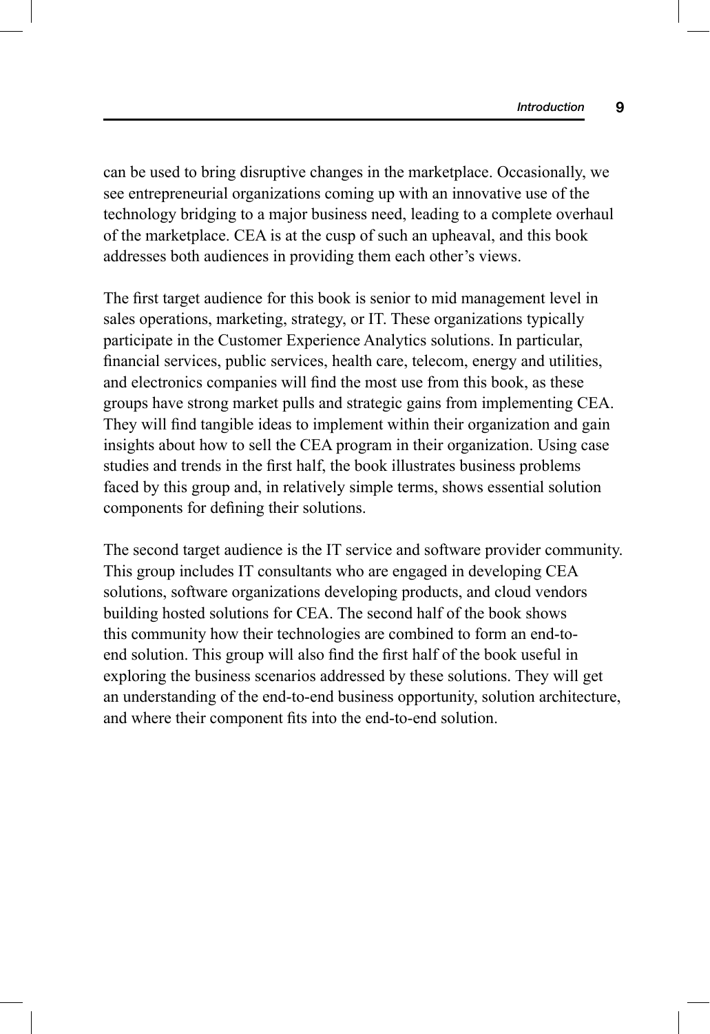can be used to bring disruptive changes in the marketplace. Occasionally, we see entrepreneurial organizations coming up with an innovative use of the technology bridging to a major business need, leading to a complete overhaul of the marketplace. CEA is at the cusp of such an upheaval, and this book addresses both audiences in providing them each other's views.

The first target audience for this book is senior to mid management level in sales operations, marketing, strategy, or IT. These organizations typically participate in the Customer Experience Analytics solutions. In particular, financial services, public services, health care, telecom, energy and utilities, and electronics companies will find the most use from this book, as these groups have strong market pulls and strategic gains from implementing CEA. They will find tangible ideas to implement within their organization and gain insights about how to sell the CEA program in their organization. Using case studies and trends in the first half, the book illustrates business problems faced by this group and, in relatively simple terms, shows essential solution components for defining their solutions.

The second target audience is the IT service and software provider community. This group includes IT consultants who are engaged in developing CEA solutions, software organizations developing products, and cloud vendors building hosted solutions for CEA. The second half of the book shows this community how their technologies are combined to form an end-to-end solution. This group will also find the first half of the book useful in exploring the business scenarios addressed by these solutions. They will get an understanding of the end-to-end business opportunity, solution architecture, and where their component fits into the end-to-end solution.